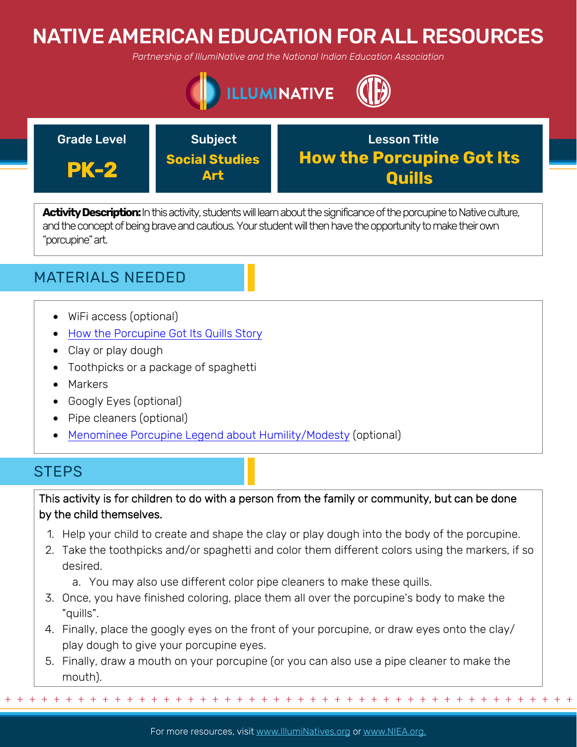# NATIVE AMERICAN EDUCATION FOR ALL RESOURCES

*Partnership of IllumiNative and the National Indian Education Association*

| Grade Level | Subject | Lesson Title |
| --- | --- | --- |
| **PK-2** | **Social Studies Art** | **How the Porcupine Got Its Quills** |

**Activity Description:** In this activity, students will learn about the significance of the porcupine to Native culture, and the concept of being brave and cautious. Your student will then have the opportunity to make their own "porcupine" art.

## MATERIALS NEEDED

- WiFi access (optional)
- How the Porcupine Got Its Quills Story
- Clay or play dough
- Toothpicks or a package of spaghetti
- Markers
- Googly Eyes (optional)
- Pipe cleaners (optional)
- Menominee Porcupine Legend about Humility/Modesty (optional)

## STEPS

This activity is for children to do with a person from the family or community, but can be done by the child themselves.

1. Help your child to create and shape the clay or play dough into the body of the porcupine.
2. Take the toothpicks and/or spaghetti and color them different colors using the markers, if so desired.
   a. You may also use different color pipe cleaners to make these quills.
3. Once, you have finished coloring, place them all over the porcupine's body to make the "quills".
4. Finally, place the googly eyes on the front of your porcupine, or draw eyes onto the clay/ play dough to give your porcupine eyes.
5. Finally, draw a mouth on your porcupine (or you can also use a pipe cleaner to make the mouth).

For more resources, visit www.IllumiNatives.org or www.NIEA.org.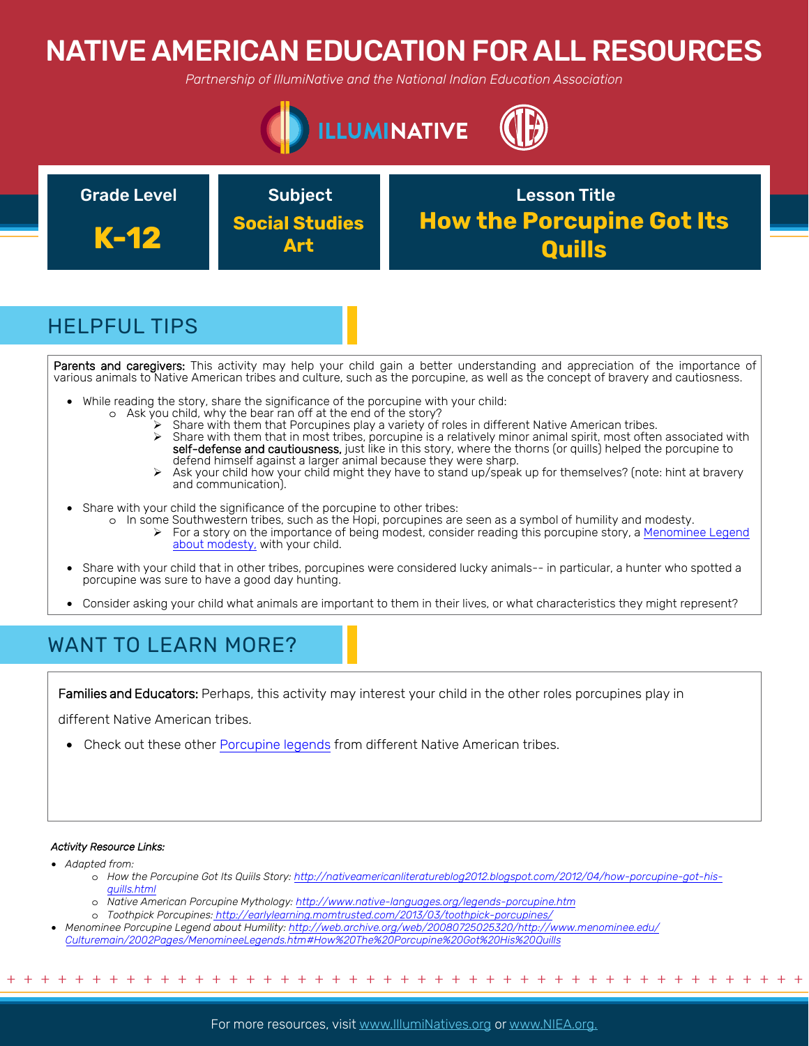# NATIVE AMERICAN EDUCATION FOR ALL RESOURCES

*Partnership of IllumiNative and the National Indian Education Association*

| Grade Level | Subject | Lesson Title |
|---|---|---|
| **K-12** | **Social Studies Art** | **How the Porcupine Got Its Quills** |

## HELPFUL TIPS

**Parents and caregivers:** This activity may help your child gain a better understanding and appreciation of the importance of various animals to Native American tribes and culture, such as the porcupine, as well as the concept of bravery and cautiosness.

- While reading the story, share the significance of the porcupine with your child:
  - Ask you child, why the bear ran off at the end of the story?
    - Share with them that Porcupines play a variety of roles in different Native American tribes.
    - Share with them that in most tribes, porcupine is a relatively minor animal spirit, most often associated with **self-defense and cautiousness**, just like in this story, where the thorns (or quills) helped the porcupine to defend himself against a larger animal because they were sharp.
    - Ask your child how your child might they have to stand up/speak up for themselves? (note: hint at bravery and communication).
- Share with your child the significance of the porcupine to other tribes:
  - In some Southwestern tribes, such as the Hopi, porcupines are seen as a symbol of humility and modesty.
    - For a story on the importance of being modest, consider reading this porcupine story, a Menominee Legend about modesty, with your child.
- Share with your child that in other tribes, porcupines were considered lucky animals-- in particular, a hunter who spotted a porcupine was sure to have a good day hunting.
- Consider asking your child what animals are important to them in their lives, or what characteristics they might represent?

## WANT TO LEARN MORE?

**Families and Educators:** Perhaps, this activity may interest your child in the other roles porcupines play in different Native American tribes.

- Check out these other Porcupine legends from different Native American tribes.

***Activity Resource Links:***

- *Adapted from:*
  - *How the Porcupine Got Its Quills Story: http://nativeamericanliteratureblog2012.blogspot.com/2012/04/how-porcupine-got-his-quills.html*
  - *Native American Porcupine Mythology: http://www.native-languages.org/legends-porcupine.htm*
  - *Toothpick Porcupines: http://earlylearning.momtrusted.com/2013/03/toothpick-porcupines/*
- *Menominee Porcupine Legend about Humility: http://web.archive.org/web/20080725025320/http://www.menominee.edu/Culturemain/2002Pages/MenomineeLegends.htm#How%20The%20Porcupine%20Got%20His%20Quills*

For more resources, visit www.IllumiNatives.org or www.NIEA.org.